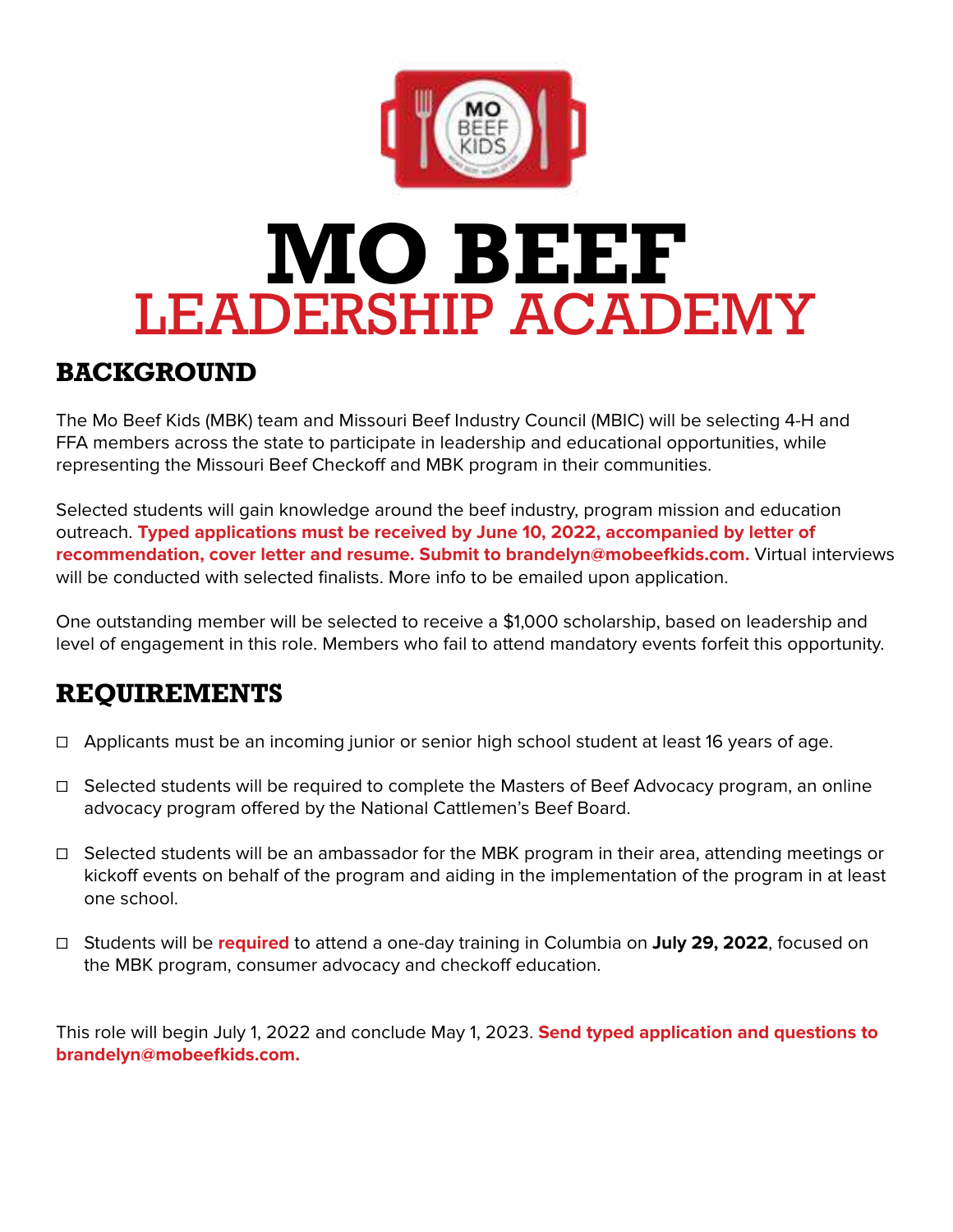# MO BEEF
# LEADERSHIP ACADEMY

## BACKGROUND

The Mo Beef Kids (MBK) team and Missouri Beef Industry Council (MBIC) will be selecting 4-H and FFA members across the state to participate in leadership and educational opportunities, while representing the Missouri Beef Checkoff and MBK program in their communities.

Selected students will gain knowledge around the beef industry, program mission and education outreach. **Typed applications must be received by June 10, 2022, accompanied by letter of recommendation, cover letter and resume. Submit to brandelyn@mobeefkids.com.** Virtual interviews will be conducted with selected finalists. More info to be emailed upon application.

One outstanding member will be selected to receive a $1,000 scholarship, based on leadership and level of engagement in this role. Members who fail to attend mandatory events forfeit this opportunity.

## REQUIREMENTS

- ☐ Applicants must be an incoming junior or senior high school student at least 16 years of age.
- ☐ Selected students will be required to complete the Masters of Beef Advocacy program, an online advocacy program offered by the National Cattlemen's Beef Board.
- ☐ Selected students will be an ambassador for the MBK program in their area, attending meetings or kickoff events on behalf of the program and aiding in the implementation of the program in at least one school.
- ☐ Students will be **required** to attend a one-day training in Columbia on **July 29, 2022**, focused on the MBK program, consumer advocacy and checkoff education.

This role will begin July 1, 2022 and conclude May 1, 2023. **Send typed application and questions to brandelyn@mobeefkids.com.**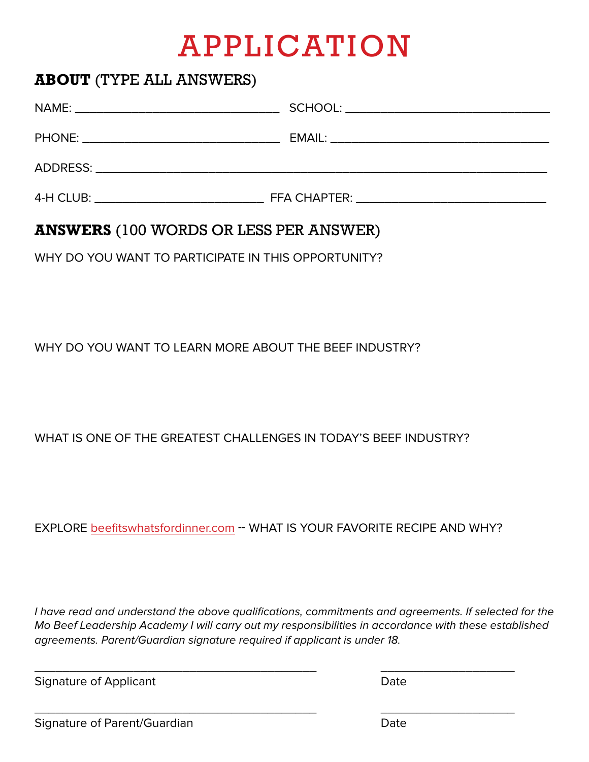# APPLICATION

## ABOUT (TYPE ALL ANSWERS)

NAME: ________________________________ SCHOOL: ________________________________

PHONE: ______________________________ EMAIL: __________________________________

ADDRESS: ______________________________________________________________________

4-H CLUB: __________________________ FFA CHAPTER: _____________________________

## ANSWERS (100 WORDS OR LESS PER ANSWER)

WHY DO YOU WANT TO PARTICIPATE IN THIS OPPORTUNITY?

WHY DO YOU WANT TO LEARN MORE ABOUT THE BEEF INDUSTRY?

WHAT IS ONE OF THE GREATEST CHALLENGES IN TODAY'S BEEF INDUSTRY?

EXPLORE beefitswhatsfordinner.com -- WHAT IS YOUR FAVORITE RECIPE AND WHY?

*I have read and understand the above qualifications, commitments and agreements. If selected for the Mo Beef Leadership Academy I will carry out my responsibilities in accordance with these established agreements. Parent/Guardian signature required if applicant is under 18.*

_____________________________________________ _____________________

Signature of Applicant Date

_____________________________________________ _____________________

Signature of Parent/Guardian Date